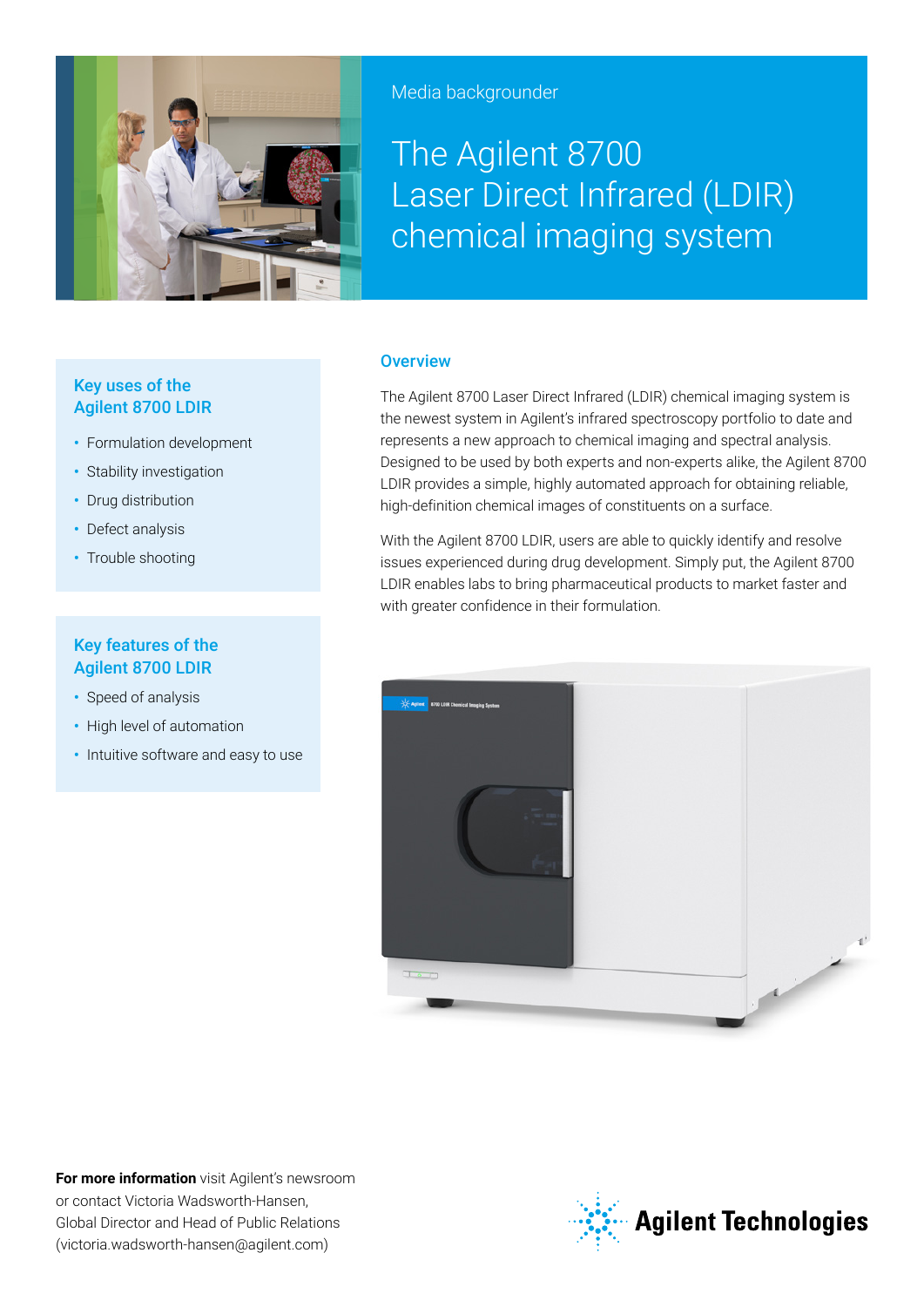Media backgrounder

# The Agilent 8700 Laser Direct Infrared (LDIR) chemical imaging system

## Overview

The Agilent 8700 Laser Direct Infrared (LDIR) chemical imaging system is the newest system in Agilent's infrared spectroscopy portfolio to date and represents a new approach to chemical imaging and spectral analysis. Designed to be used by both experts and non-experts alike, the Agilent 8700 LDIR provides a simple, highly automated approach for obtaining reliable, high-definition chemical images of constituents on a surface.

With the Agilent 8700 LDIR, users are able to quickly identify and resolve issues experienced during drug development. Simply put, the Agilent 8700 LDIR enables labs to bring pharmaceutical products to market faster and with greater confidence in their formulation.

### Key uses of the Agilent 8700 LDIR

- Formulation development
- Stability investigation
- Drug distribution
- Defect analysis
- Trouble shooting

### Key features of the Agilent 8700 LDIR

- Speed of analysis
- High level of automation
- Intuitive software and easy to use

**For more information** visit Agilent's newsroom or contact Victoria Wadsworth-Hansen, Global Director and Head of Public Relations (victoria.wadsworth-hansen@agilent.com)

Agilent Technologies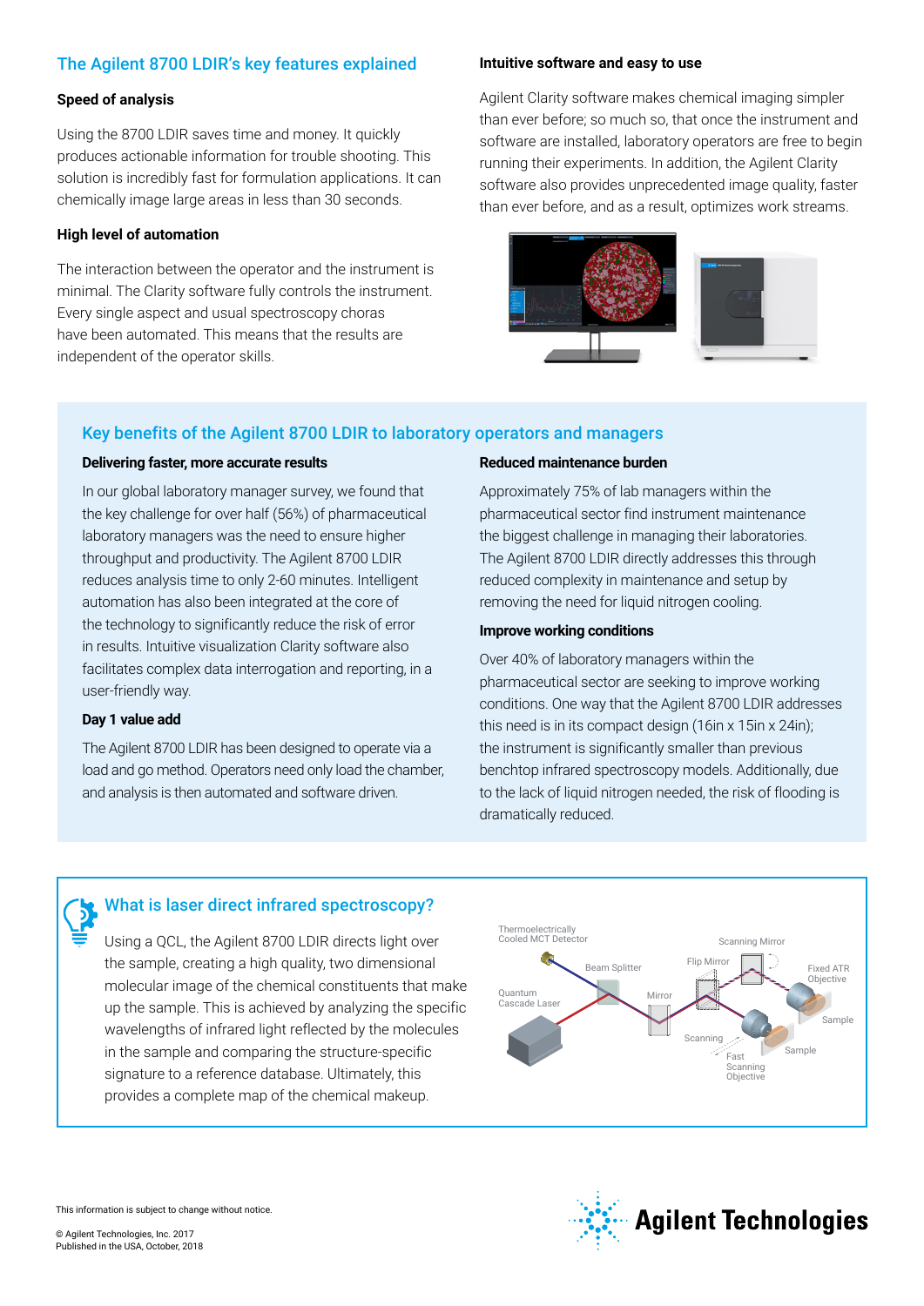## The Agilent 8700 LDIR's key features explained

### Speed of analysis

Using the 8700 LDIR saves time and money. It quickly produces actionable information for trouble shooting. This solution is incredibly fast for formulation applications. It can chemically image large areas in less than 30 seconds.

### High level of automation

The interaction between the operator and the instrument is minimal. The Clarity software fully controls the instrument. Every single aspect and usual spectroscopy choras have been automated. This means that the results are independent of the operator skills.

### Intuitive software and easy to use

Agilent Clarity software makes chemical imaging simpler than ever before; so much so, that once the instrument and software are installed, laboratory operators are free to begin running their experiments. In addition, the Agilent Clarity software also provides unprecedented image quality, faster than ever before, and as a result, optimizes work streams.

## Key benefits of the Agilent 8700 LDIR to laboratory operators and managers

### Delivering faster, more accurate results

In our global laboratory manager survey, we found that the key challenge for over half (56%) of pharmaceutical laboratory managers was the need to ensure higher throughput and productivity. The Agilent 8700 LDIR reduces analysis time to only 2-60 minutes. Intelligent automation has also been integrated at the core of the technology to significantly reduce the risk of error in results. Intuitive visualization Clarity software also facilitates complex data interrogation and reporting, in a user-friendly way.

### Day 1 value add

The Agilent 8700 LDIR has been designed to operate via a load and go method. Operators need only load the chamber, and analysis is then automated and software driven.

### Reduced maintenance burden

Approximately 75% of lab managers within the pharmaceutical sector find instrument maintenance the biggest challenge in managing their laboratories. The Agilent 8700 LDIR directly addresses this through reduced complexity in maintenance and setup by removing the need for liquid nitrogen cooling.

### Improve working conditions

Over 40% of laboratory managers within the pharmaceutical sector are seeking to improve working conditions. One way that the Agilent 8700 LDIR addresses this need is in its compact design (16in x 15in x 24in); the instrument is significantly smaller than previous benchtop infrared spectroscopy models. Additionally, due to the lack of liquid nitrogen needed, the risk of flooding is dramatically reduced.

## What is laser direct infrared spectroscopy?

Using a QCL, the Agilent 8700 LDIR directs light over the sample, creating a high quality, two dimensional molecular image of the chemical constituents that make up the sample. This is achieved by analyzing the specific wavelengths of infrared light reflected by the molecules in the sample and comparing the structure-specific signature to a reference database. Ultimately, this provides a complete map of the chemical makeup.

Thermoelectrically Cooled MCT Detector

Beam Splitter

Quantum Cascade Laser

Mirror

Flip Mirror

Scanning Mirror

Fixed ATR Objective

Sample

Scanning

Fast Scanning Objective

Sample

This information is subject to change without notice.

© Agilent Technologies, Inc. 2017
Published in the USA, October, 2018

Agilent Technologies